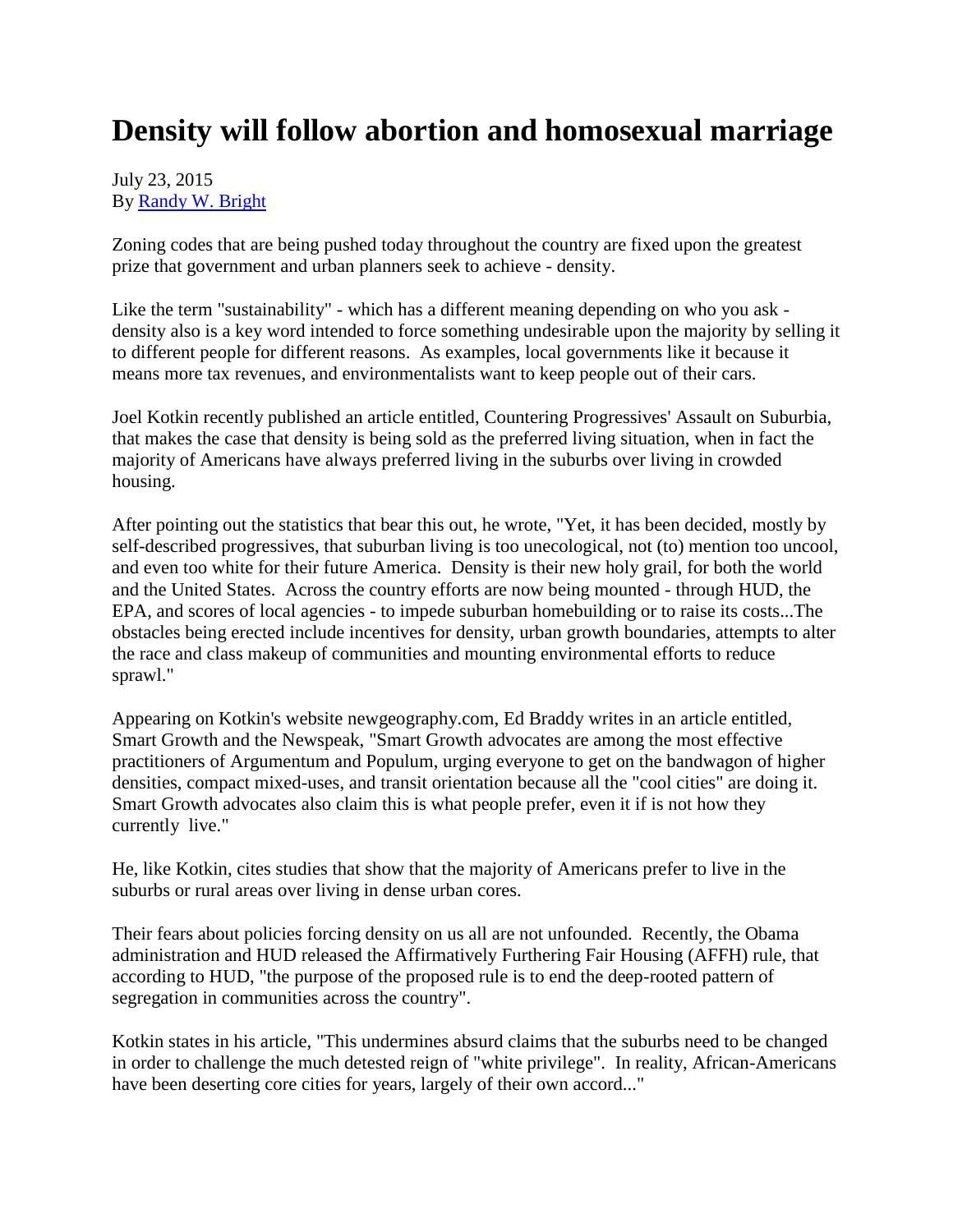# Density will follow abortion and homosexual marriage

July 23, 2015
By [Randy W. Bright]()

Zoning codes that are being pushed today throughout the country are fixed upon the greatest prize that government and urban planners seek to achieve - density.

Like the term "sustainability" - which has a different meaning depending on who you ask - density also is a key word intended to force something undesirable upon the majority by selling it to different people for different reasons. As examples, local governments like it because it means more tax revenues, and environmentalists want to keep people out of their cars.

Joel Kotkin recently published an article entitled, Countering Progressives' Assault on Suburbia, that makes the case that density is being sold as the preferred living situation, when in fact the majority of Americans have always preferred living in the suburbs over living in crowded housing.

After pointing out the statistics that bear this out, he wrote, "Yet, it has been decided, mostly by self-described progressives, that suburban living is too unecological, not (to) mention too uncool, and even too white for their future America. Density is their new holy grail, for both the world and the United States. Across the country efforts are now being mounted - through HUD, the EPA, and scores of local agencies - to impede suburban homebuilding or to raise its costs...The obstacles being erected include incentives for density, urban growth boundaries, attempts to alter the race and class makeup of communities and mounting environmental efforts to reduce sprawl."

Appearing on Kotkin's website newgeography.com, Ed Braddy writes in an article entitled, Smart Growth and the Newspeak, "Smart Growth advocates are among the most effective practitioners of Argumentum and Populum, urging everyone to get on the bandwagon of higher densities, compact mixed-uses, and transit orientation because all the "cool cities" are doing it. Smart Growth advocates also claim this is what people prefer, even it if is not how they currently live."

He, like Kotkin, cites studies that show that the majority of Americans prefer to live in the suburbs or rural areas over living in dense urban cores.

Their fears about policies forcing density on us all are not unfounded. Recently, the Obama administration and HUD released the Affirmatively Furthering Fair Housing (AFFH) rule, that according to HUD, "the purpose of the proposed rule is to end the deep-rooted pattern of segregation in communities across the country".

Kotkin states in his article, "This undermines absurd claims that the suburbs need to be changed in order to challenge the much detested reign of "white privilege". In reality, African-Americans have been deserting core cities for years, largely of their own accord..."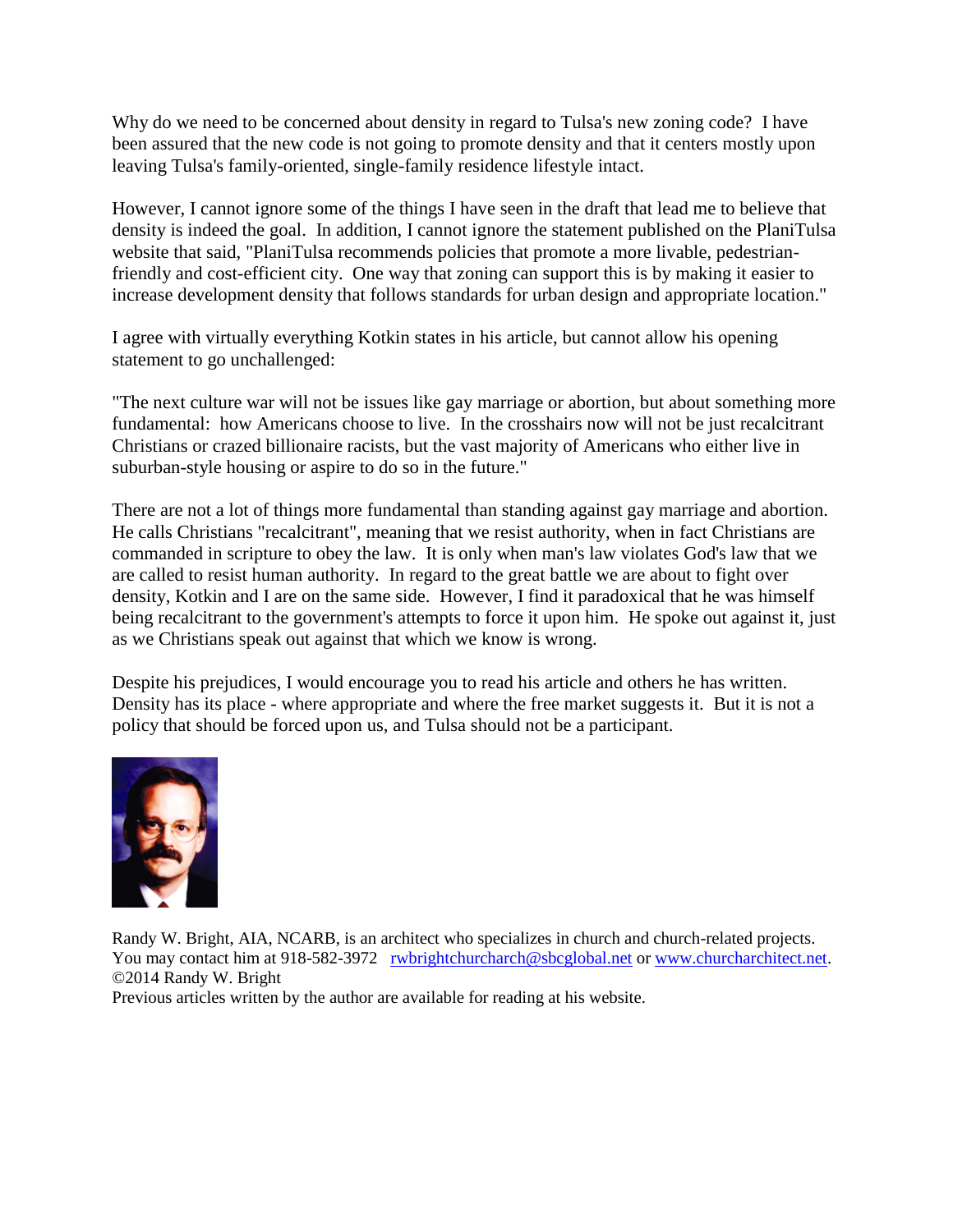Why do we need to be concerned about density in regard to Tulsa's new zoning code? I have been assured that the new code is not going to promote density and that it centers mostly upon leaving Tulsa's family-oriented, single-family residence lifestyle intact.

However, I cannot ignore some of the things I have seen in the draft that lead me to believe that density is indeed the goal. In addition, I cannot ignore the statement published on the PlaniTulsa website that said, "PlaniTulsa recommends policies that promote a more livable, pedestrian-friendly and cost-efficient city. One way that zoning can support this is by making it easier to increase development density that follows standards for urban design and appropriate location."

I agree with virtually everything Kotkin states in his article, but cannot allow his opening statement to go unchallenged:

"The next culture war will not be issues like gay marriage or abortion, but about something more fundamental: how Americans choose to live. In the crosshairs now will not be just recalcitrant Christians or crazed billionaire racists, but the vast majority of Americans who either live in suburban-style housing or aspire to do so in the future."

There are not a lot of things more fundamental than standing against gay marriage and abortion. He calls Christians "recalcitrant", meaning that we resist authority, when in fact Christians are commanded in scripture to obey the law. It is only when man's law violates God's law that we are called to resist human authority. In regard to the great battle we are about to fight over density, Kotkin and I are on the same side. However, I find it paradoxical that he was himself being recalcitrant to the government's attempts to force it upon him. He spoke out against it, just as we Christians speak out against that which we know is wrong.

Despite his prejudices, I would encourage you to read his article and others he has written. Density has its place - where appropriate and where the free market suggests it. But it is not a policy that should be forced upon us, and Tulsa should not be a participant.

Randy W. Bright, AIA, NCARB, is an architect who specializes in church and church-related projects. You may contact him at 918-582-3972 rwbrightchurcharch@sbcglobal.net or www.churcharchitect.net.
©2014 Randy W. Bright
Previous articles written by the author are available for reading at his website.